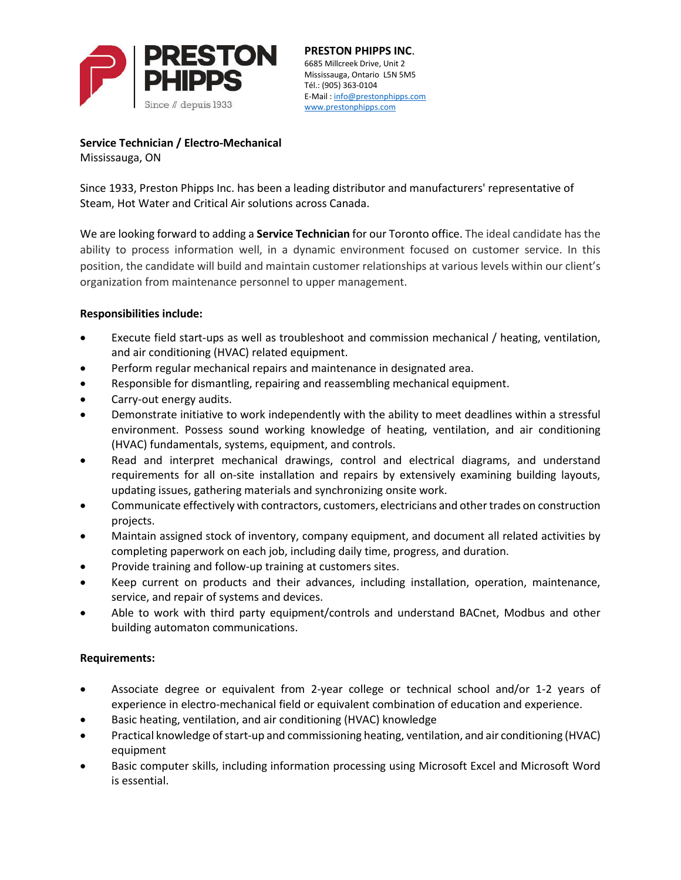PRESTON PHIPPS

Since // depuis 1933

**PRESTON PHIPPS INC.**
6685 Millcreek Drive, Unit 2
Mississauga, Ontario L5N 5M5
Tél.: (905) 363-0104
E-Mail : info@prestonphipps.com
www.prestonphipps.com

**Service Technician / Electro-Mechanical**
Mississauga, ON

Since 1933, Preston Phipps Inc. has been a leading distributor and manufacturers' representative of Steam, Hot Water and Critical Air solutions across Canada.

We are looking forward to adding a **Service Technician** for our Toronto office. The ideal candidate has the ability to process information well, in a dynamic environment focused on customer service. In this position, the candidate will build and maintain customer relationships at various levels within our client's organization from maintenance personnel to upper management.

**Responsibilities include:**

- Execute field start-ups as well as troubleshoot and commission mechanical / heating, ventilation, and air conditioning (HVAC) related equipment.
- Perform regular mechanical repairs and maintenance in designated area.
- Responsible for dismantling, repairing and reassembling mechanical equipment.
- Carry-out energy audits.
- Demonstrate initiative to work independently with the ability to meet deadlines within a stressful environment. Possess sound working knowledge of heating, ventilation, and air conditioning (HVAC) fundamentals, systems, equipment, and controls.
- Read and interpret mechanical drawings, control and electrical diagrams, and understand requirements for all on-site installation and repairs by extensively examining building layouts, updating issues, gathering materials and synchronizing onsite work.
- Communicate effectively with contractors, customers, electricians and other trades on construction projects.
- Maintain assigned stock of inventory, company equipment, and document all related activities by completing paperwork on each job, including daily time, progress, and duration.
- Provide training and follow-up training at customers sites.
- Keep current on products and their advances, including installation, operation, maintenance, service, and repair of systems and devices.
- Able to work with third party equipment/controls and understand BACnet, Modbus and other building automaton communications.

**Requirements:**

- Associate degree or equivalent from 2-year college or technical school and/or 1-2 years of experience in electro-mechanical field or equivalent combination of education and experience.
- Basic heating, ventilation, and air conditioning (HVAC) knowledge
- Practical knowledge of start-up and commissioning heating, ventilation, and air conditioning (HVAC) equipment
- Basic computer skills, including information processing using Microsoft Excel and Microsoft Word is essential.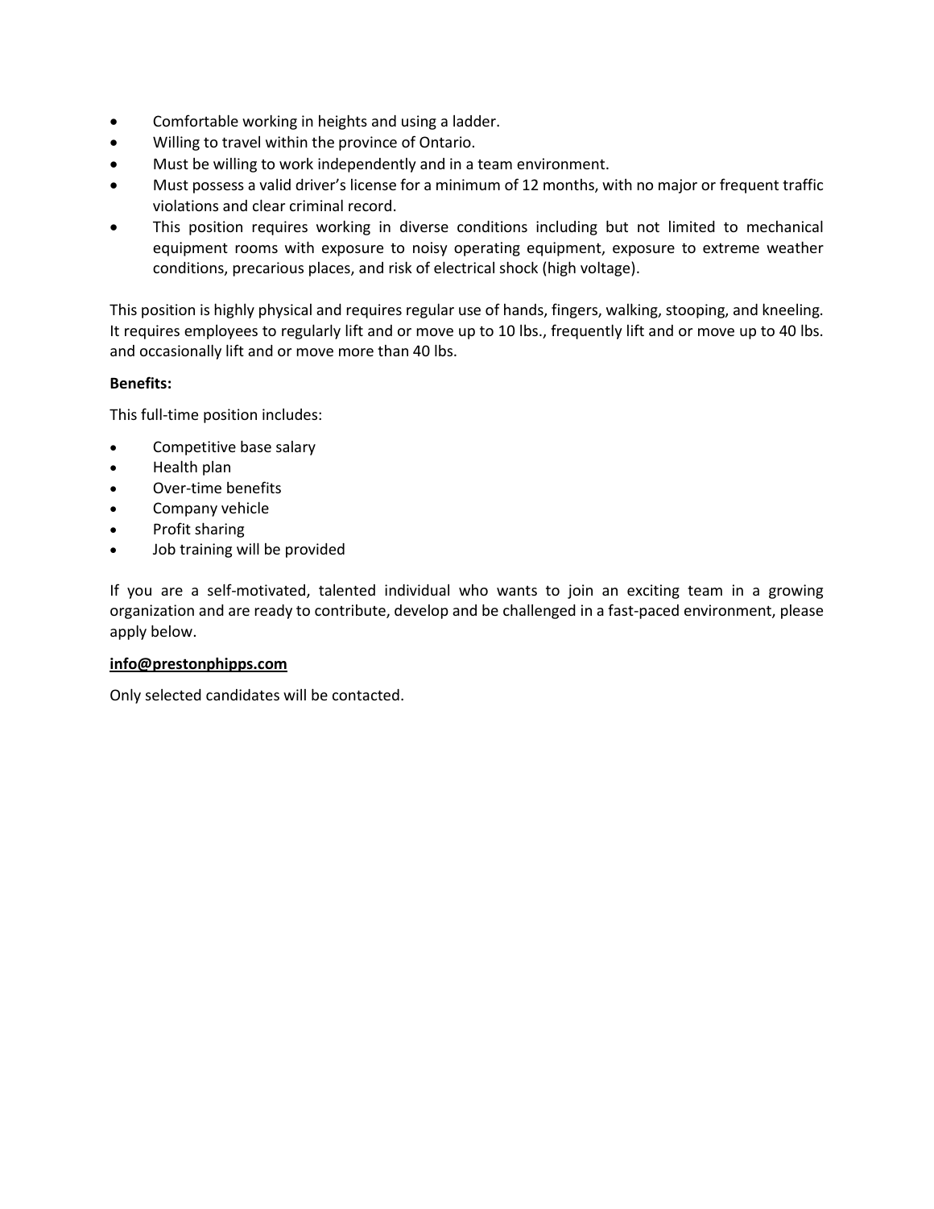- Comfortable working in heights and using a ladder.
- Willing to travel within the province of Ontario.
- Must be willing to work independently and in a team environment.
- Must possess a valid driver's license for a minimum of 12 months, with no major or frequent traffic violations and clear criminal record.
- This position requires working in diverse conditions including but not limited to mechanical equipment rooms with exposure to noisy operating equipment, exposure to extreme weather conditions, precarious places, and risk of electrical shock (high voltage).

This position is highly physical and requires regular use of hands, fingers, walking, stooping, and kneeling. It requires employees to regularly lift and or move up to 10 lbs., frequently lift and or move up to 40 lbs. and occasionally lift and or move more than 40 lbs.

**Benefits:**

This full-time position includes:

- Competitive base salary
- Health plan
- Over-time benefits
- Company vehicle
- Profit sharing
- Job training will be provided

If you are a self-motivated, talented individual who wants to join an exciting team in a growing organization and are ready to contribute, develop and be challenged in a fast-paced environment, please apply below.

**info@prestonphipps.com**

Only selected candidates will be contacted.